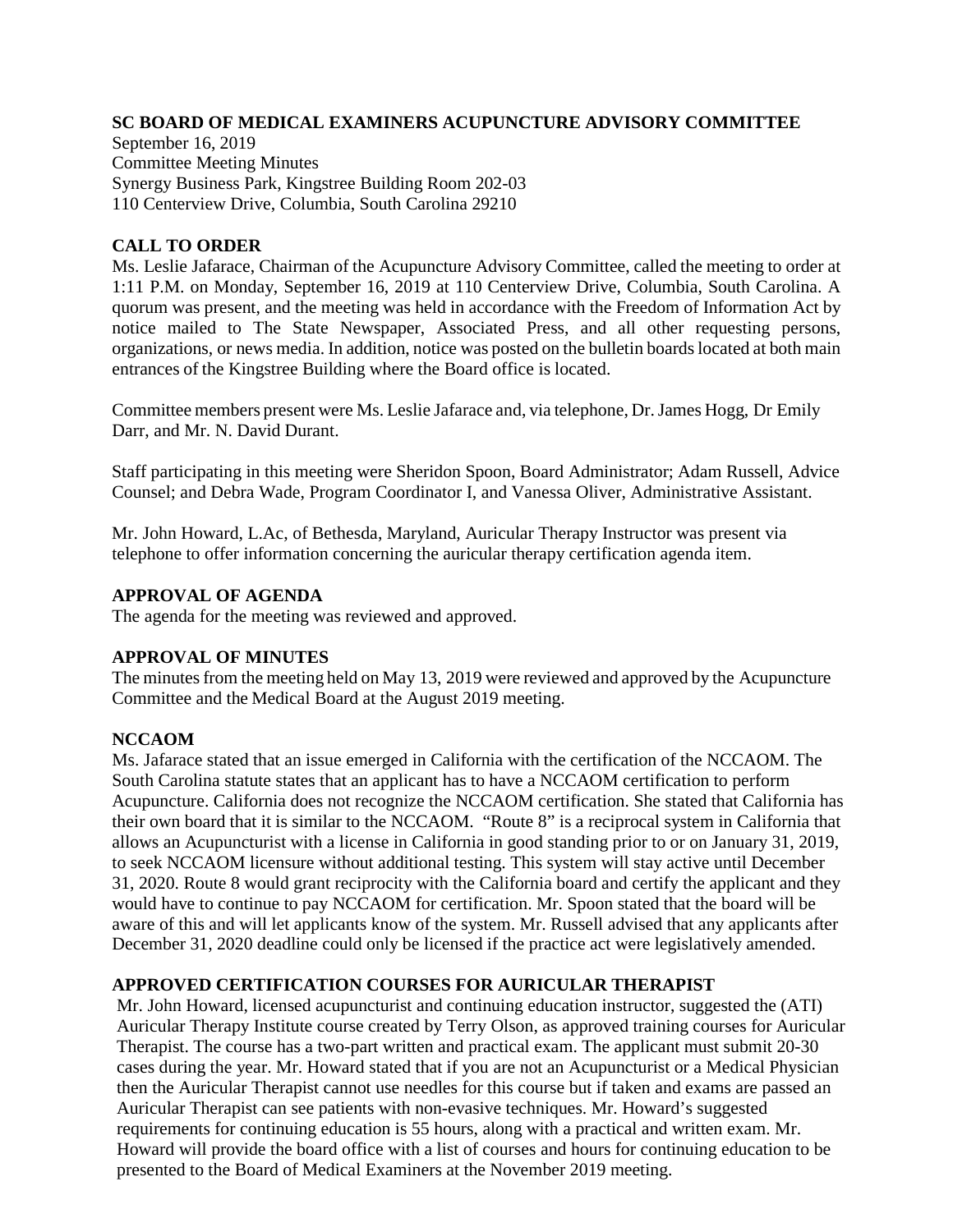**SC BOARD OF MEDICAL EXAMINERS ACUPUNCTURE ADVISORY COMMITTEE**

September 16, 2019
Committee Meeting Minutes
Synergy Business Park, Kingstree Building Room 202-03
110 Centerview Drive, Columbia, South Carolina 29210

**CALL TO ORDER**

Ms. Leslie Jafarace, Chairman of the Acupuncture Advisory Committee, called the meeting to order at 1:11 P.M. on Monday, September 16, 2019 at 110 Centerview Drive, Columbia, South Carolina. A quorum was present, and the meeting was held in accordance with the Freedom of Information Act by notice mailed to The State Newspaper, Associated Press, and all other requesting persons, organizations, or news media. In addition, notice was posted on the bulletin boards located at both main entrances of the Kingstree Building where the Board office is located.

Committee members present were Ms. Leslie Jafarace and, via telephone, Dr. James Hogg, Dr Emily Darr, and Mr. N. David Durant.

Staff participating in this meeting were Sheridon Spoon, Board Administrator; Adam Russell, Advice Counsel; and Debra Wade, Program Coordinator I, and Vanessa Oliver, Administrative Assistant.

Mr. John Howard, L.Ac, of Bethesda, Maryland, Auricular Therapy Instructor was present via telephone to offer information concerning the auricular therapy certification agenda item.

**APPROVAL OF AGENDA**

The agenda for the meeting was reviewed and approved.

**APPROVAL OF MINUTES**

The minutes from the meeting held on May 13, 2019 were reviewed and approved by the Acupuncture Committee and the Medical Board at the August 2019 meeting.

**NCCAOM**

Ms. Jafarace stated that an issue emerged in California with the certification of the NCCAOM. The South Carolina statute states that an applicant has to have a NCCAOM certification to perform Acupuncture. California does not recognize the NCCAOM certification. She stated that California has their own board that it is similar to the NCCAOM. "Route 8" is a reciprocal system in California that allows an Acupuncturist with a license in California in good standing prior to or on January 31, 2019, to seek NCCAOM licensure without additional testing. This system will stay active until December 31, 2020. Route 8 would grant reciprocity with the California board and certify the applicant and they would have to continue to pay NCCAOM for certification. Mr. Spoon stated that the board will be aware of this and will let applicants know of the system. Mr. Russell advised that any applicants after December 31, 2020 deadline could only be licensed if the practice act were legislatively amended.

**APPROVED CERTIFICATION COURSES FOR AURICULAR THERAPIST**

Mr. John Howard, licensed acupuncturist and continuing education instructor, suggested the (ATI) Auricular Therapy Institute course created by Terry Olson, as approved training courses for Auricular Therapist. The course has a two-part written and practical exam. The applicant must submit 20-30 cases during the year. Mr. Howard stated that if you are not an Acupuncturist or a Medical Physician then the Auricular Therapist cannot use needles for this course but if taken and exams are passed an Auricular Therapist can see patients with non-evasive techniques. Mr. Howard's suggested requirements for continuing education is 55 hours, along with a practical and written exam. Mr. Howard will provide the board office with a list of courses and hours for continuing education to be presented to the Board of Medical Examiners at the November 2019 meeting.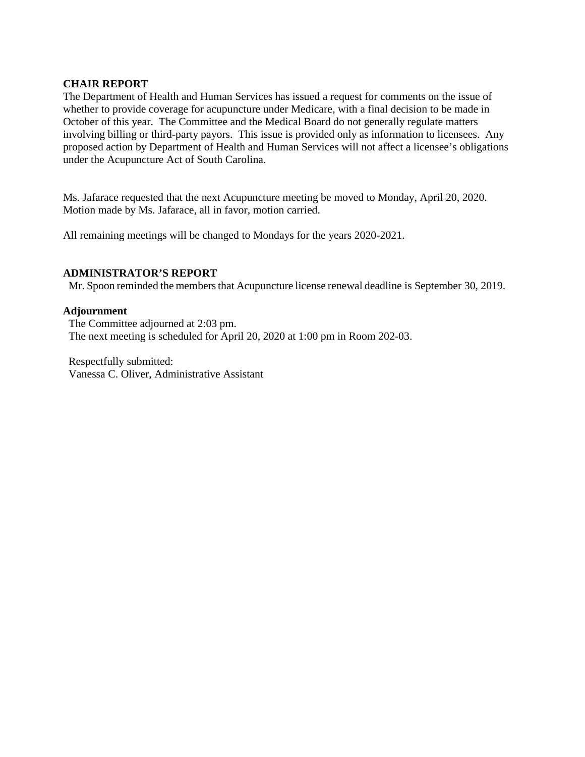**CHAIR REPORT**

The Department of Health and Human Services has issued a request for comments on the issue of whether to provide coverage for acupuncture under Medicare, with a final decision to be made in October of this year. The Committee and the Medical Board do not generally regulate matters involving billing or third-party payors. This issue is provided only as information to licensees. Any proposed action by Department of Health and Human Services will not affect a licensee's obligations under the Acupuncture Act of South Carolina.

Ms. Jafarace requested that the next Acupuncture meeting be moved to Monday, April 20, 2020. Motion made by Ms. Jafarace, all in favor, motion carried.

All remaining meetings will be changed to Mondays for the years 2020-2021.

**ADMINISTRATOR'S REPORT**

Mr. Spoon reminded the members that Acupuncture license renewal deadline is September 30, 2019.

**Adjournment**

The Committee adjourned at 2:03 pm.
The next meeting is scheduled for April 20, 2020 at 1:00 pm in Room 202-03.

Respectfully submitted:
Vanessa C. Oliver, Administrative Assistant